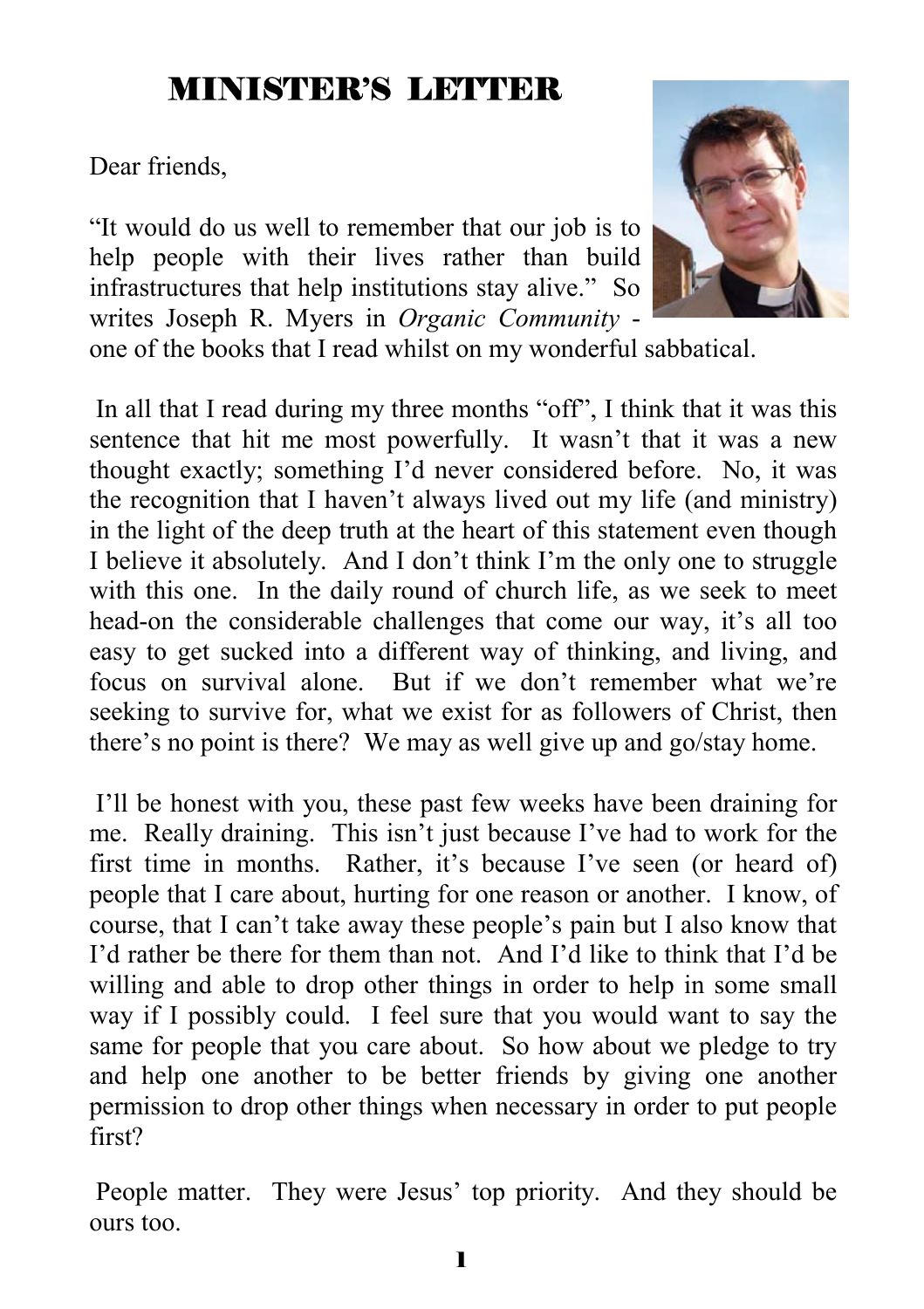# MINISTER'S LETTER

Dear friends,

"It would do us well to remember that our job is to help people with their lives rather than build infrastructures that help institutions stay alive." So writes Joseph R. Myers in *Organic Community* - one of the books that I read whilst on my wonderful sabbatical.

In all that I read during my three months "off", I think that it was this sentence that hit me most powerfully. It wasn't that it was a new thought exactly; something I'd never considered before. No, it was the recognition that I haven't always lived out my life (and ministry) in the light of the deep truth at the heart of this statement even though I believe it absolutely. And I don't think I'm the only one to struggle with this one. In the daily round of church life, as we seek to meet head-on the considerable challenges that come our way, it's all too easy to get sucked into a different way of thinking, and living, and focus on survival alone. But if we don't remember what we're seeking to survive for, what we exist for as followers of Christ, then there's no point is there? We may as well give up and go/stay home.

I'll be honest with you, these past few weeks have been draining for me. Really draining. This isn't just because I've had to work for the first time in months. Rather, it's because I've seen (or heard of) people that I care about, hurting for one reason or another. I know, of course, that I can't take away these people's pain but I also know that I'd rather be there for them than not. And I'd like to think that I'd be willing and able to drop other things in order to help in some small way if I possibly could. I feel sure that you would want to say the same for people that you care about. So how about we pledge to try and help one another to be better friends by giving one another permission to drop other things when necessary in order to put people first?

People matter. They were Jesus' top priority. And they should be ours too.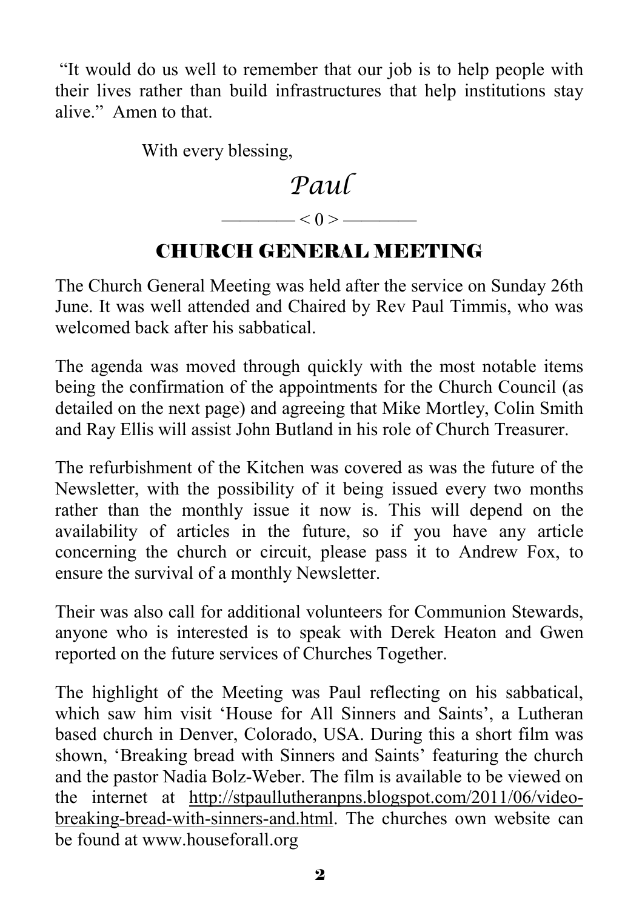"It would do us well to remember that our job is to help people with their lives rather than build infrastructures that help institutions stay alive." Amen to that.

With every blessing,

*Paul*

———— < 0 > ————

## CHURCH GENERAL MEETING

The Church General Meeting was held after the service on Sunday 26th June. It was well attended and Chaired by Rev Paul Timmis, who was welcomed back after his sabbatical.

The agenda was moved through quickly with the most notable items being the confirmation of the appointments for the Church Council (as detailed on the next page) and agreeing that Mike Mortley, Colin Smith and Ray Ellis will assist John Butland in his role of Church Treasurer.

The refurbishment of the Kitchen was covered as was the future of the Newsletter, with the possibility of it being issued every two months rather than the monthly issue it now is. This will depend on the availability of articles in the future, so if you have any article concerning the church or circuit, please pass it to Andrew Fox, to ensure the survival of a monthly Newsletter.

Their was also call for additional volunteers for Communion Stewards, anyone who is interested is to speak with Derek Heaton and Gwen reported on the future services of Churches Together.

The highlight of the Meeting was Paul reflecting on his sabbatical, which saw him visit 'House for All Sinners and Saints', a Lutheran based church in Denver, Colorado, USA. During this a short film was shown, 'Breaking bread with Sinners and Saints' featuring the church and the pastor Nadia Bolz-Weber. The film is available to be viewed on the internet at http://stpaullutheranpns.blogspot.com/2011/06/video-breaking-bread-with-sinners-and.html. The churches own website can be found at www.houseforall.org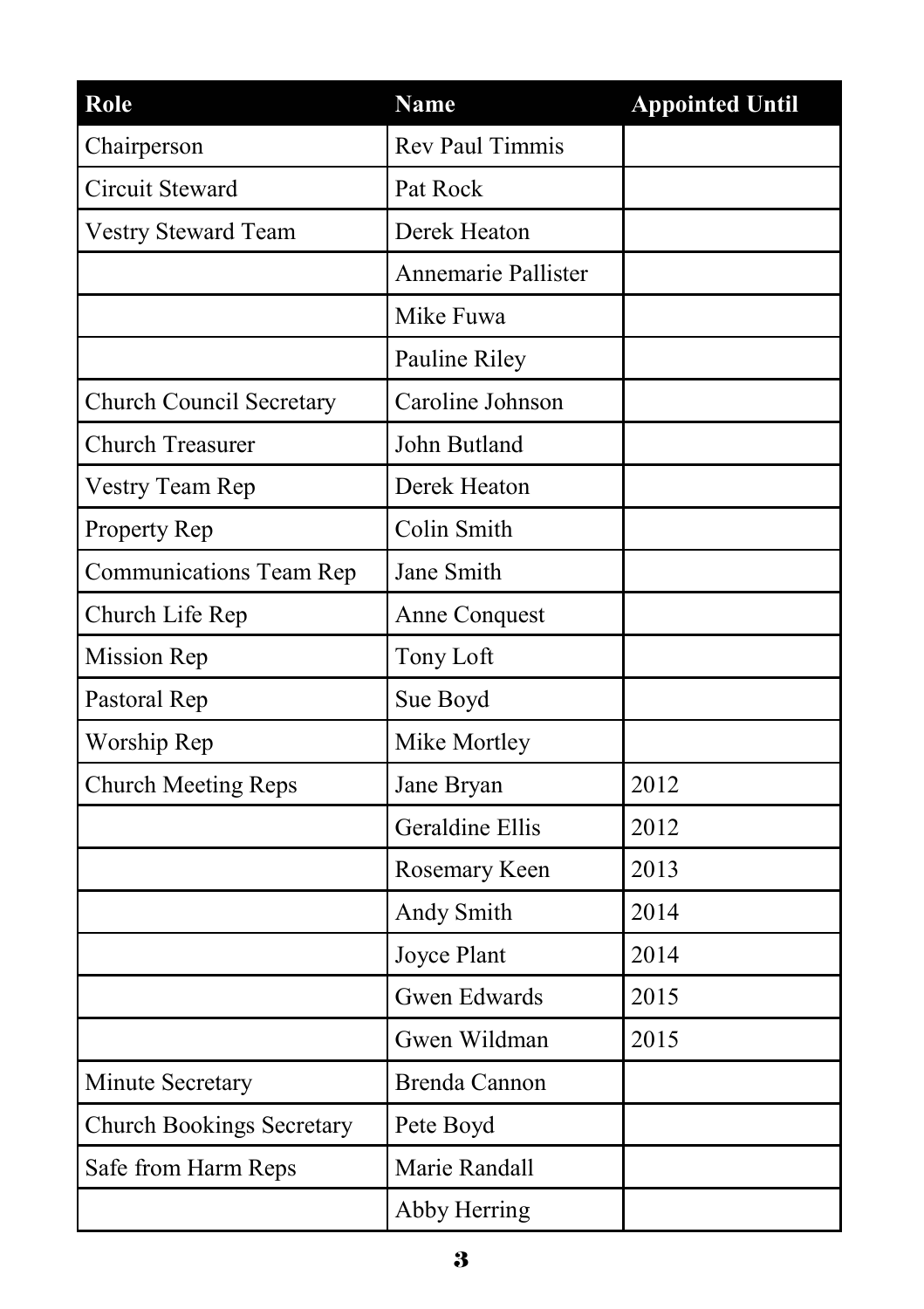| Role | Name | Appointed Until |
|---|---|---|
| Chairperson | Rev Paul Timmis | |
| Circuit Steward | Pat Rock | |
| Vestry Steward Team | Derek Heaton | |
| | Annemarie Pallister | |
| | Mike Fuwa | |
| | Pauline Riley | |
| Church Council Secretary | Caroline Johnson | |
| Church Treasurer | John Butland | |
| Vestry Team Rep | Derek Heaton | |
| Property Rep | Colin Smith | |
| Communications Team Rep | Jane Smith | |
| Church Life Rep | Anne Conquest | |
| Mission Rep | Tony Loft | |
| Pastoral Rep | Sue Boyd | |
| Worship Rep | Mike Mortley | |
| Church Meeting Reps | Jane Bryan | 2012 |
| | Geraldine Ellis | 2012 |
| | Rosemary Keen | 2013 |
| | Andy Smith | 2014 |
| | Joyce Plant | 2014 |
| | Gwen Edwards | 2015 |
| | Gwen Wildman | 2015 |
| Minute Secretary | Brenda Cannon | |
| Church Bookings Secretary | Pete Boyd | |
| Safe from Harm Reps | Marie Randall | |
| | Abby Herring | |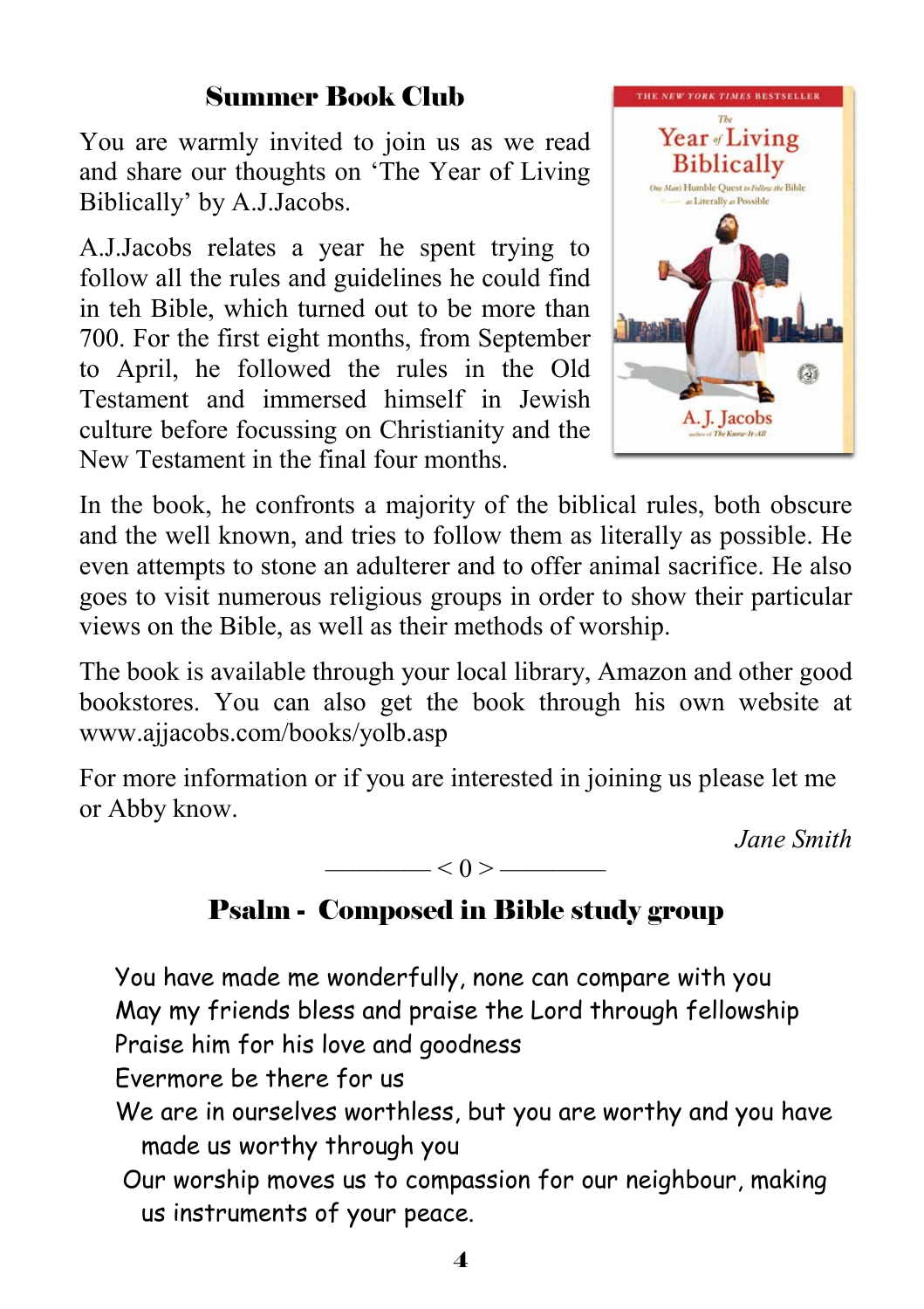## Summer Book Club

You are warmly invited to join us as we read and share our thoughts on 'The Year of Living Biblically' by A.J.Jacobs.

A.J.Jacobs relates a year he spent trying to follow all the rules and guidelines he could find in teh Bible, which turned out to be more than 700. For the first eight months, from September to April, he followed the rules in the Old Testament and immersed himself in Jewish culture before focussing on Christianity and the New Testament in the final four months.

In the book, he confronts a majority of the biblical rules, both obscure and the well known, and tries to follow them as literally as possible. He even attempts to stone an adulterer and to offer animal sacrifice. He also goes to visit numerous religious groups in order to show their particular views on the Bible, as well as their methods of worship.

The book is available through your local library, Amazon and other good bookstores. You can also get the book through his own website at www.ajjacobs.com/books/yolb.asp

For more information or if you are interested in joining us please let me or Abby know.

*Jane Smith*

———— < 0 > ————

## Psalm - Composed in Bible study group

You have made me wonderfully, none can compare with you
May my friends bless and praise the Lord through fellowship
Praise him for his love and goodness
Evermore be there for us
We are in ourselves worthless, but you are worthy and you have made us worthy through you
Our worship moves us to compassion for our neighbour, making us instruments of your peace.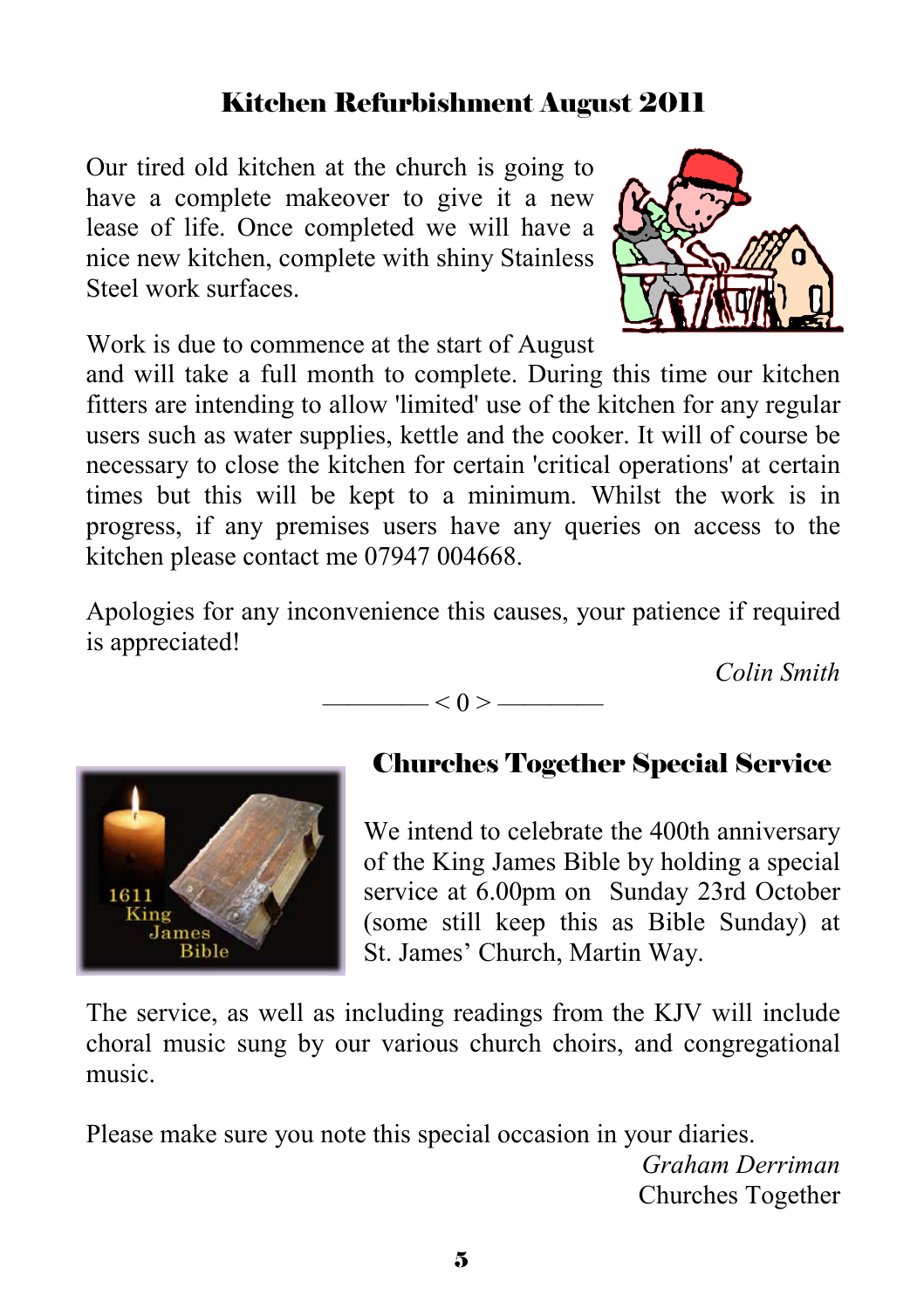## Kitchen Refurbishment August 2011

Our tired old kitchen at the church is going to have a complete makeover to give it a new lease of life. Once completed we will have a nice new kitchen, complete with shiny Stainless Steel work surfaces.

Work is due to commence at the start of August and will take a full month to complete. During this time our kitchen fitters are intending to allow 'limited' use of the kitchen for any regular users such as water supplies, kettle and the cooker. It will of course be necessary to close the kitchen for certain 'critical operations' at certain times but this will be kept to a minimum. Whilst the work is in progress, if any premises users have any queries on access to the kitchen please contact me 07947 004668.

Apologies for any inconvenience this causes, your patience if required is appreciated!

*Colin Smith*

———— < 0 > ————

## Churches Together Special Service

We intend to celebrate the 400th anniversary of the King James Bible by holding a special service at 6.00pm on Sunday 23rd October (some still keep this as Bible Sunday) at St. James' Church, Martin Way.

The service, as well as including readings from the KJV will include choral music sung by our various church choirs, and congregational music.

Please make sure you note this special occasion in your diaries.

*Graham Derriman*
Churches Together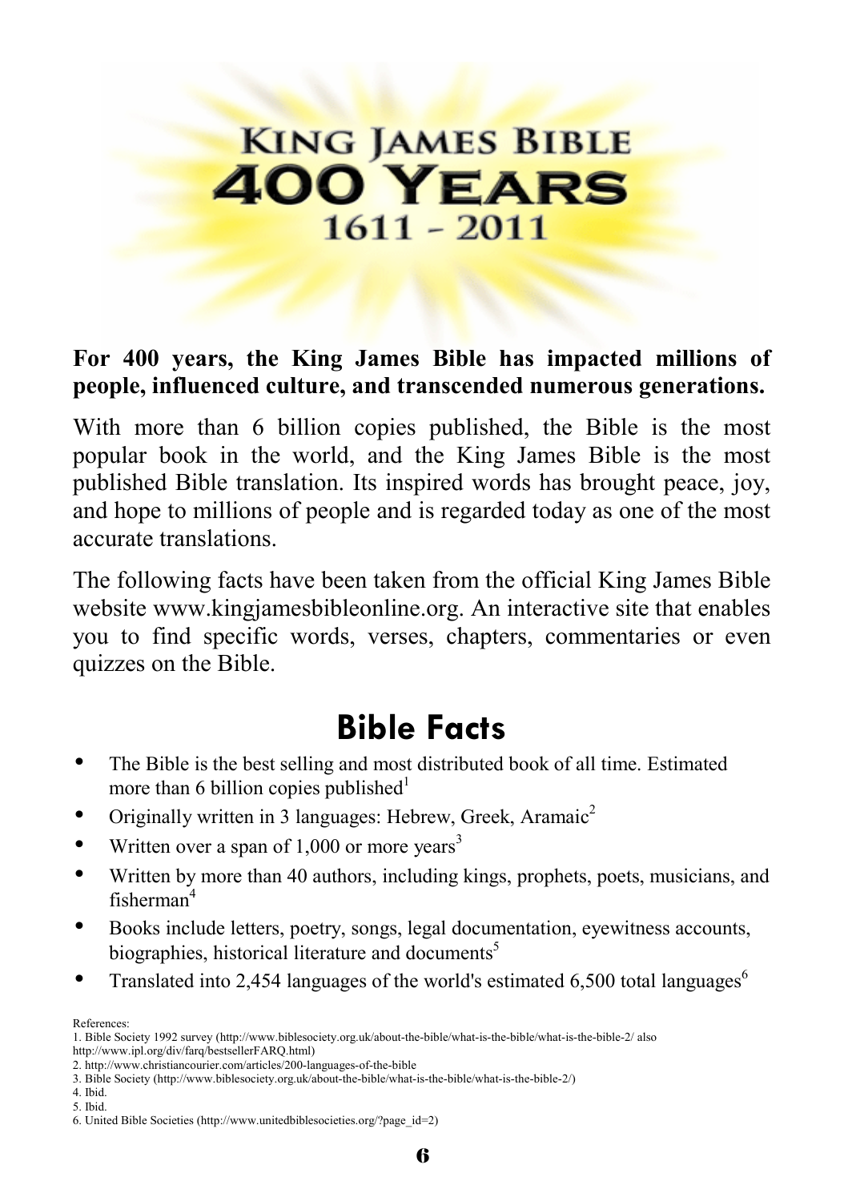# KING JAMES BIBLE 400 YEARS 1611 - 2011

**For 400 years, the King James Bible has impacted millions of people, influenced culture, and transcended numerous generations.**

With more than 6 billion copies published, the Bible is the most popular book in the world, and the King James Bible is the most published Bible translation. Its inspired words has brought peace, joy, and hope to millions of people and is regarded today as one of the most accurate translations.

The following facts have been taken from the official King James Bible website www.kingjamesbibleonline.org. An interactive site that enables you to find specific words, verses, chapters, commentaries or even quizzes on the Bible.

## Bible Facts

- The Bible is the best selling and most distributed book of all time. Estimated more than 6 billion copies published[1]
- Originally written in 3 languages: Hebrew, Greek, Aramaic[2]
- Written over a span of 1,000 or more years[3]
- Written by more than 40 authors, including kings, prophets, poets, musicians, and fisherman[4]
- Books include letters, poetry, songs, legal documentation, eyewitness accounts, biographies, historical literature and documents[5]
- Translated into 2,454 languages of the world's estimated 6,500 total languages[6]

References:

1. Bible Society 1992 survey (http://www.biblesociety.org.uk/about-the-bible/what-is-the-bible/what-is-the-bible-2/ also http://www.ipl.org/div/farq/bestsellerFARQ.html)
2. http://www.christiancourier.com/articles/200-languages-of-the-bible
3. Bible Society (http://www.biblesociety.org.uk/about-the-bible/what-is-the-bible/what-is-the-bible-2/)
4. Ibid.
5. Ibid.
6. United Bible Societies (http://www.unitedbiblesocieties.org/?page_id=2)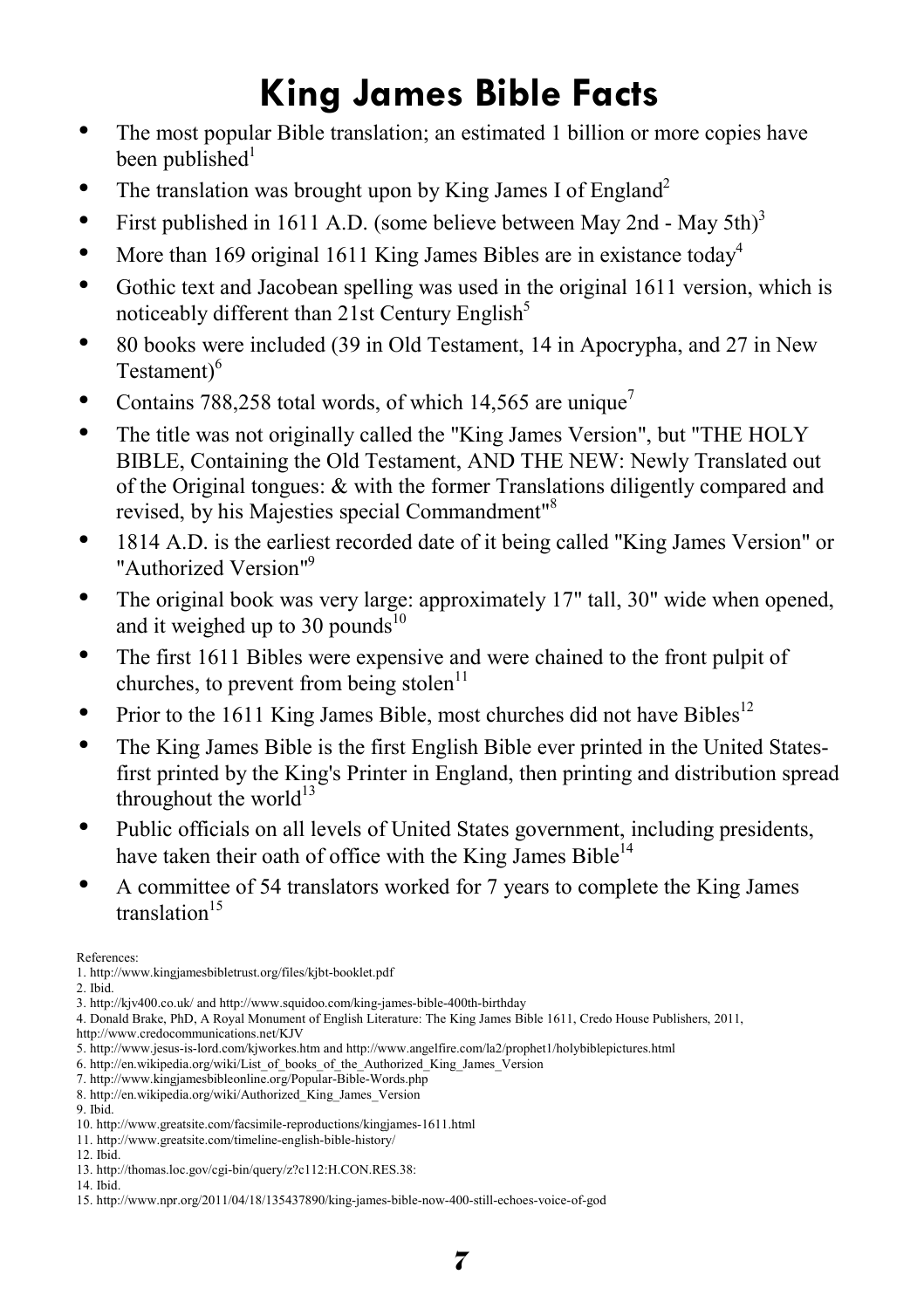# King James Bible Facts

- The most popular Bible translation; an estimated 1 billion or more copies have been published[1]
- The translation was brought upon by King James I of England[2]
- First published in 1611 A.D. (some believe between May 2nd - May 5th)[3]
- More than 169 original 1611 King James Bibles are in existance today[4]
- Gothic text and Jacobean spelling was used in the original 1611 version, which is noticeably different than 21st Century English[5]
- 80 books were included (39 in Old Testament, 14 in Apocrypha, and 27 in New Testament)[6]
- Contains 788,258 total words, of which 14,565 are unique[7]
- The title was not originally called the "King James Version", but "THE HOLY BIBLE, Containing the Old Testament, AND THE NEW: Newly Translated out of the Original tongues: & with the former Translations diligently compared and revised, by his Majesties special Commandment"[8]
- 1814 A.D. is the earliest recorded date of it being called "King James Version" or "Authorized Version"[9]
- The original book was very large: approximately 17" tall, 30" wide when opened, and it weighed up to 30 pounds[10]
- The first 1611 Bibles were expensive and were chained to the front pulpit of churches, to prevent from being stolen[11]
- Prior to the 1611 King James Bible, most churches did not have Bibles[12]
- The King James Bible is the first English Bible ever printed in the United States- first printed by the King's Printer in England, then printing and distribution spread throughout the world[13]
- Public officials on all levels of United States government, including presidents, have taken their oath of office with the King James Bible[14]
- A committee of 54 translators worked for 7 years to complete the King James translation[15]

References:

1. http://www.kingjamesbibletrust.org/files/kjbt-booklet.pdf
2. Ibid.
3. http://kjv400.co.uk/ and http://www.squidoo.com/king-james-bible-400th-birthday
4. Donald Brake, PhD, A Royal Monument of English Literature: The King James Bible 1611, Credo House Publishers, 2011, http://www.credocommunications.net/KJV
5. http://www.jesus-is-lord.com/kjworkes.htm and http://www.angelfire.com/la2/prophet1/holybiblepictures.html
6. http://en.wikipedia.org/wiki/List_of_books_of_the_Authorized_King_James_Version
7. http://www.kingjamesbibleonline.org/Popular-Bible-Words.php
8. http://en.wikipedia.org/wiki/Authorized_King_James_Version
9. Ibid.
10. http://www.greatsite.com/facsimile-reproductions/kingjames-1611.html
11. http://www.greatsite.com/timeline-english-bible-history/
12. Ibid.
13. http://thomas.loc.gov/cgi-bin/query/z?c112:H.CON.RES.38:
14. Ibid.
15. http://www.npr.org/2011/04/18/135437890/king-james-bible-now-400-still-echoes-voice-of-god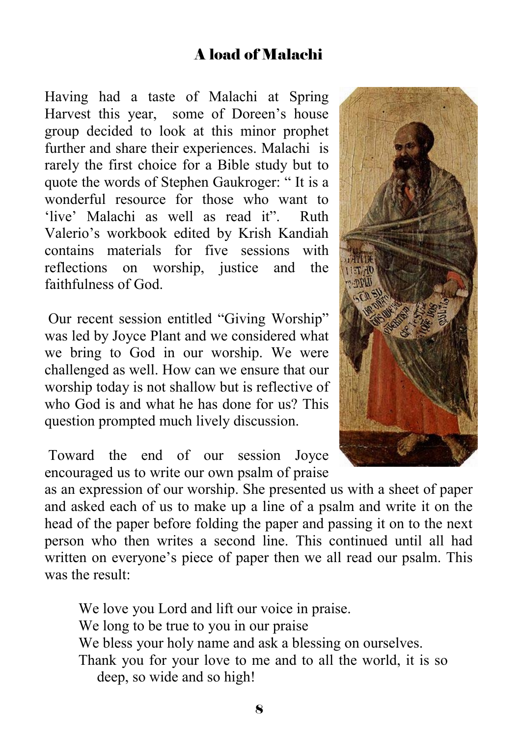## A load of Malachi

Having had a taste of Malachi at Spring Harvest this year, some of Doreen's house group decided to look at this minor prophet further and share their experiences. Malachi is rarely the first choice for a Bible study but to quote the words of Stephen Gaukroger: " It is a wonderful resource for those who want to 'live' Malachi as well as read it". Ruth Valerio's workbook edited by Krish Kandiah contains materials for five sessions with reflections on worship, justice and the faithfulness of God.

Our recent session entitled "Giving Worship" was led by Joyce Plant and we considered what we bring to God in our worship. We were challenged as well. How can we ensure that our worship today is not shallow but is reflective of who God is and what he has done for us? This question prompted much lively discussion.

Toward the end of our session Joyce encouraged us to write our own psalm of praise as an expression of our worship. She presented us with a sheet of paper and asked each of us to make up a line of a psalm and write it on the head of the paper before folding the paper and passing it on to the next person who then writes a second line. This continued until all had written on everyone's piece of paper then we all read our psalm. This was the result:

> We love you Lord and lift our voice in praise.
> We long to be true to you in our praise
> We bless your holy name and ask a blessing on ourselves.
> Thank you for your love to me and to all the world, it is so deep, so wide and so high!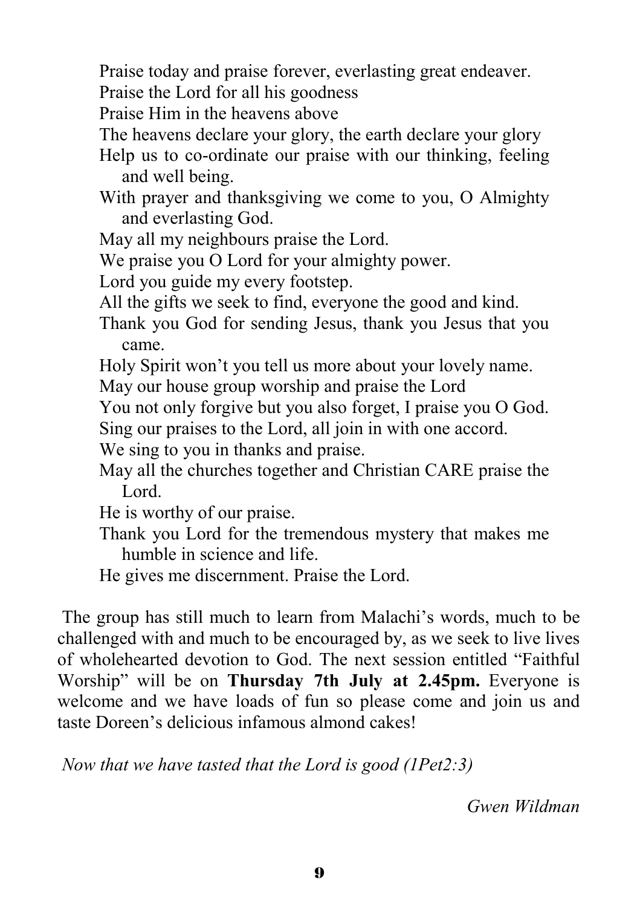Praise today and praise forever, everlasting great endeaver.
Praise the Lord for all his goodness
Praise Him in the heavens above
The heavens declare your glory, the earth declare your glory
Help us to co-ordinate our praise with our thinking, feeling and well being.
With prayer and thanksgiving we come to you, O Almighty and everlasting God.
May all my neighbours praise the Lord.
We praise you O Lord for your almighty power.
Lord you guide my every footstep.
All the gifts we seek to find, everyone the good and kind.
Thank you God for sending Jesus, thank you Jesus that you came.
Holy Spirit won't you tell us more about your lovely name.
May our house group worship and praise the Lord
You not only forgive but you also forget, I praise you O God.
Sing our praises to the Lord, all join in with one accord.
We sing to you in thanks and praise.
May all the churches together and Christian CARE praise the Lord.
He is worthy of our praise.
Thank you Lord for the tremendous mystery that makes me humble in science and life.
He gives me discernment. Praise the Lord.

The group has still much to learn from Malachi's words, much to be challenged with and much to be encouraged by, as we seek to live lives of wholehearted devotion to God. The next session entitled "Faithful Worship" will be on **Thursday 7th July at 2.45pm.** Everyone is welcome and we have loads of fun so please come and join us and taste Doreen's delicious infamous almond cakes!

*Now that we have tasted that the Lord is good (1Pet2:3)*

*Gwen Wildman*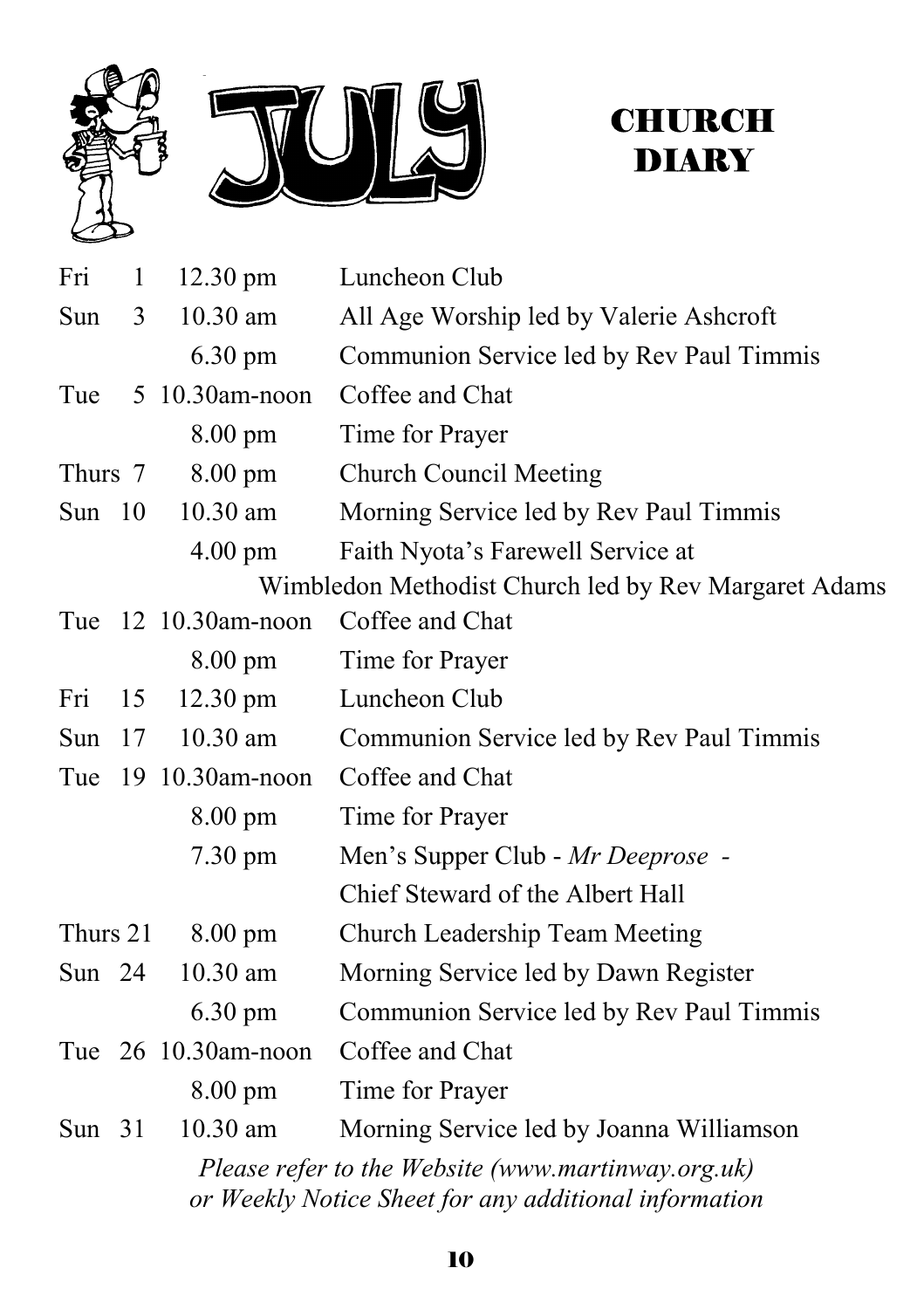# JULY CHURCH DIARY

| | | | |
|---|---|---|---|
| Fri | 1 | 12.30 pm | Luncheon Club |
| Sun | 3 | 10.30 am | All Age Worship led by Valerie Ashcroft |
| | | 6.30 pm | Communion Service led by Rev Paul Timmis |
| Tue | 5 | 10.30am-noon | Coffee and Chat |
| | | 8.00 pm | Time for Prayer |
| Thurs | 7 | 8.00 pm | Church Council Meeting |
| Sun | 10 | 10.30 am | Morning Service led by Rev Paul Timmis |
| | | 4.00 pm | Faith Nyota's Farewell Service at Wimbledon Methodist Church led by Rev Margaret Adams |
| Tue | 12 | 10.30am-noon | Coffee and Chat |
| | | 8.00 pm | Time for Prayer |
| Fri | 15 | 12.30 pm | Luncheon Club |
| Sun | 17 | 10.30 am | Communion Service led by Rev Paul Timmis |
| Tue | 19 | 10.30am-noon | Coffee and Chat |
| | | 8.00 pm | Time for Prayer |
| | | 7.30 pm | Men's Supper Club - *Mr Deeprose* - Chief Steward of the Albert Hall |
| Thurs | 21 | 8.00 pm | Church Leadership Team Meeting |
| Sun | 24 | 10.30 am | Morning Service led by Dawn Register |
| | | 6.30 pm | Communion Service led by Rev Paul Timmis |
| Tue | 26 | 10.30am-noon | Coffee and Chat |
| | | 8.00 pm | Time for Prayer |
| Sun | 31 | 10.30 am | Morning Service led by Joanna Williamson |

*Please refer to the Website (www.martinway.org.uk) or Weekly Notice Sheet for any additional information*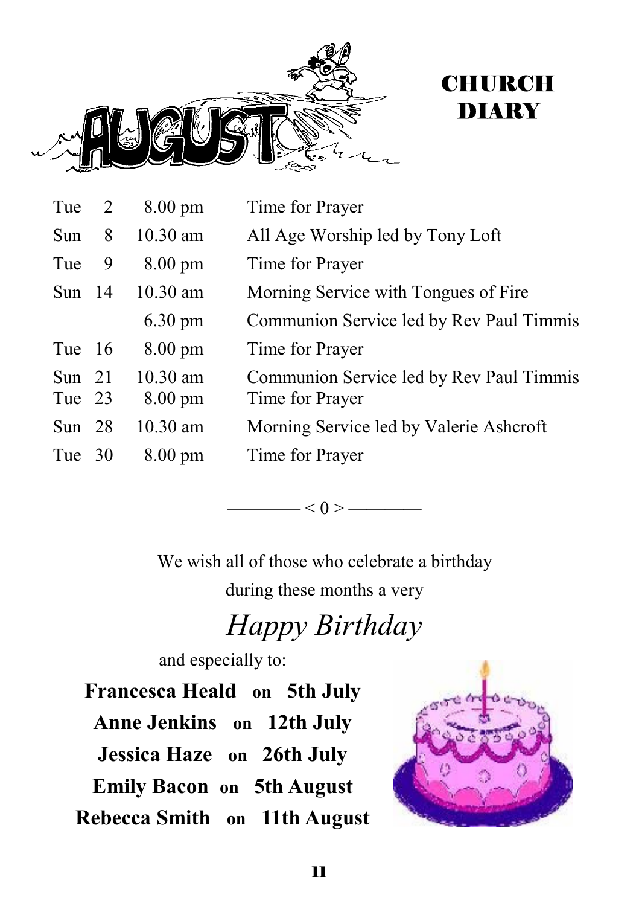# AUGUST

# CHURCH DIARY

| | | | |
|---|---|---|---|
| Tue | 2 | 8.00 pm | Time for Prayer |
| Sun | 8 | 10.30 am | All Age Worship led by Tony Loft |
| Tue | 9 | 8.00 pm | Time for Prayer |
| Sun | 14 | 10.30 am | Morning Service with Tongues of Fire |
| | | 6.30 pm | Communion Service led by Rev Paul Timmis |
| Tue | 16 | 8.00 pm | Time for Prayer |
| Sun | 21 | 10.30 am | Communion Service led by Rev Paul Timmis |
| Tue | 23 | 8.00 pm | Time for Prayer |
| Sun | 28 | 10.30 am | Morning Service led by Valerie Ashcroft |
| Tue | 30 | 8.00 pm | Time for Prayer |

———— < 0 > ————

We wish all of those who celebrate a birthday during these months a very

*Happy Birthday*

and especially to:

**Francesca Heald on 5th July**

**Anne Jenkins on 12th July**

**Jessica Haze on 26th July**

**Emily Bacon on 5th August**

**Rebecca Smith on 11th August**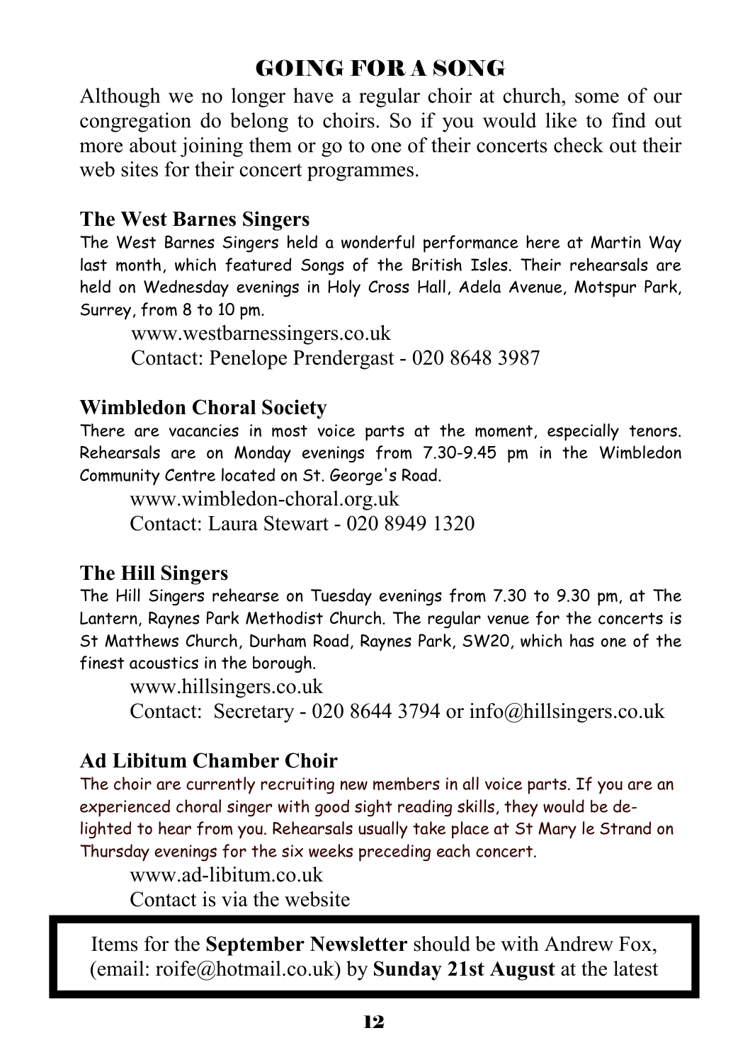# GOING FOR A SONG

Although we no longer have a regular choir at church, some of our congregation do belong to choirs. So if you would like to find out more about joining them or go to one of their concerts check out their web sites for their concert programmes.

## The West Barnes Singers

The West Barnes Singers held a wonderful performance here at Martin Way last month, which featured Songs of the British Isles. Their rehearsals are held on Wednesday evenings in Holy Cross Hall, Adela Avenue, Motspur Park, Surrey, from 8 to 10 pm.

www.westbarnessingers.co.uk
Contact: Penelope Prendergast - 020 8648 3987

## Wimbledon Choral Society

There are vacancies in most voice parts at the moment, especially tenors. Rehearsals are on Monday evenings from 7.30-9.45 pm in the Wimbledon Community Centre located on St. George's Road.

www.wimbledon-choral.org.uk
Contact: Laura Stewart - 020 8949 1320

## The Hill Singers

The Hill Singers rehearse on Tuesday evenings from 7.30 to 9.30 pm, at The Lantern, Raynes Park Methodist Church. The regular venue for the concerts is St Matthews Church, Durham Road, Raynes Park, SW20, which has one of the finest acoustics in the borough.

www.hillsingers.co.uk
Contact: Secretary - 020 8644 3794 or info@hillsingers.co.uk

## Ad Libitum Chamber Choir

The choir are currently recruiting new members in all voice parts. If you are an experienced choral singer with good sight reading skills, they would be delighted to hear from you. Rehearsals usually take place at St Mary le Strand on Thursday evenings for the six weeks preceding each concert.

www.ad-libitum.co.uk
Contact is via the website

Items for the **September Newsletter** should be with Andrew Fox, (email: roife@hotmail.co.uk) by **Sunday 21st August** at the latest